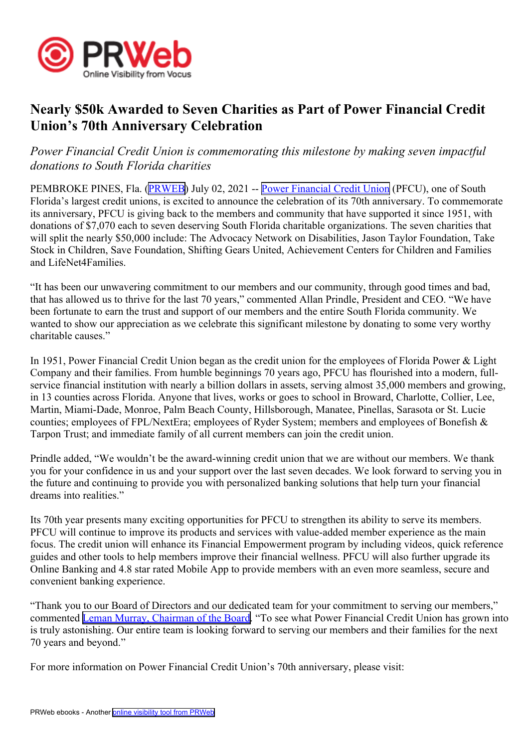# Nearly $50k Awarded to Seven Charities as Part of Power Financial Credit Union's 70th Anniversary Celebration

*Power Financial Credit Union is commemorating this milestone by making seven impactful donations to South Florida charities*

PEMBROKE PINES, Fla. (PRWEB) July 02, 2021 -- Power Financial Credit Union (PFCU), one of South Florida's largest credit unions, is excited to announce the celebration of its 70th anniversary. To commemorate its anniversary, PFCU is giving back to the members and community that have supported it since 1951, with donations of $7,070 each to seven deserving South Florida charitable organizations. The seven charities that will split the nearly $50,000 include: The Advocacy Network on Disabilities, Jason Taylor Foundation, Take Stock in Children, Save Foundation, Shifting Gears United, Achievement Centers for Children and Families and LifeNet4Families.

"It has been our unwavering commitment to our members and our community, through good times and bad, that has allowed us to thrive for the last 70 years," commented Allan Prindle, President and CEO. "We have been fortunate to earn the trust and support of our members and the entire South Florida community. We wanted to show our appreciation as we celebrate this significant milestone by donating to some very worthy charitable causes."

In 1951, Power Financial Credit Union began as the credit union for the employees of Florida Power & Light Company and their families. From humble beginnings 70 years ago, PFCU has flourished into a modern, full-service financial institution with nearly a billion dollars in assets, serving almost 35,000 members and growing, in 13 counties across Florida. Anyone that lives, works or goes to school in Broward, Charlotte, Collier, Lee, Martin, Miami-Dade, Monroe, Palm Beach County, Hillsborough, Manatee, Pinellas, Sarasota or St. Lucie counties; employees of FPL/NextEra; employees of Ryder System; members and employees of Bonefish & Tarpon Trust; and immediate family of all current members can join the credit union.

Prindle added, "We wouldn't be the award-winning credit union that we are without our members. We thank you for your confidence in us and your support over the last seven decades. We look forward to serving you in the future and continuing to provide you with personalized banking solutions that help turn your financial dreams into realities."

Its 70th year presents many exciting opportunities for PFCU to strengthen its ability to serve its members. PFCU will continue to improve its products and services with value-added member experience as the main focus. The credit union will enhance its Financial Empowerment program by including videos, quick reference guides and other tools to help members improve their financial wellness. PFCU will also further upgrade its Online Banking and 4.8 star rated Mobile App to provide members with an even more seamless, secure and convenient banking experience.

"Thank you to our Board of Directors and our dedicated team for your commitment to serving our members," commented Leman Murray, Chairman of the Board. "To see what Power Financial Credit Union has grown into is truly astonishing. Our entire team is looking forward to serving our members and their families for the next 70 years and beyond."

For more information on Power Financial Credit Union's 70th anniversary, please visit: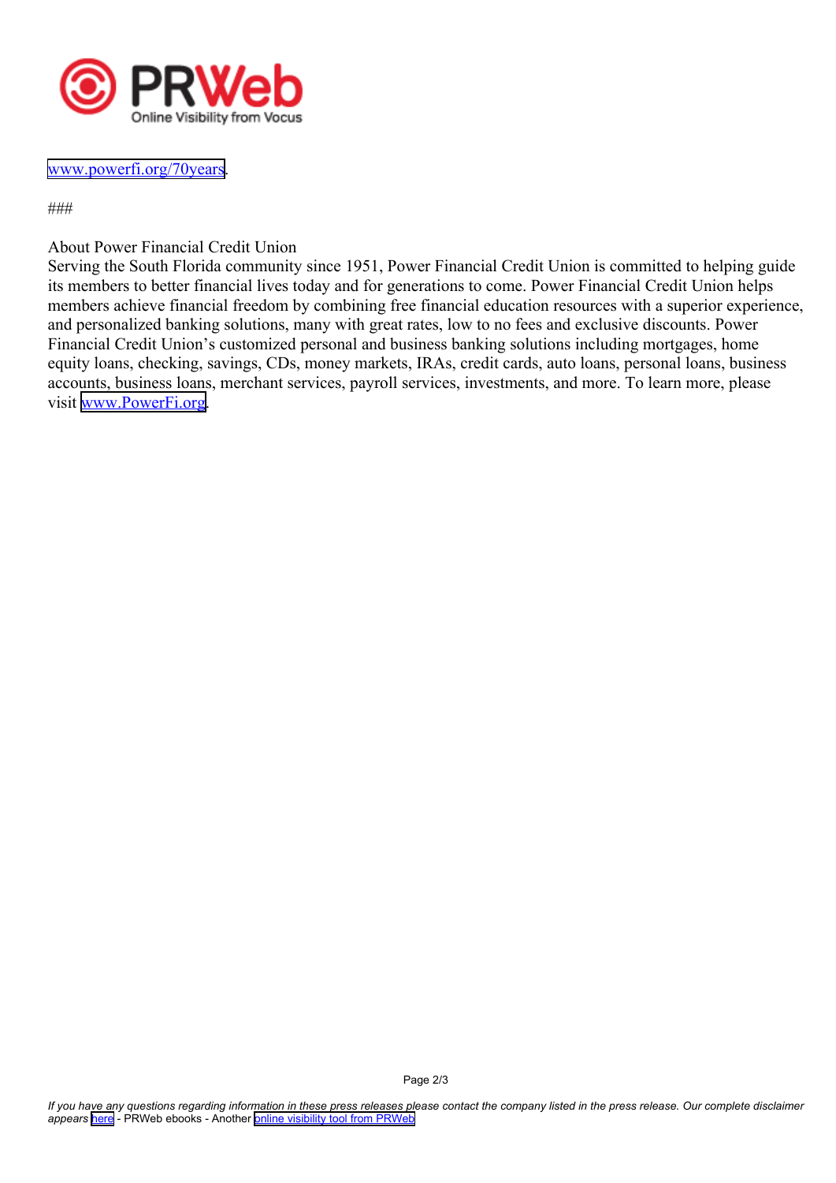www.powerfi.org/70years.

###

About Power Financial Credit Union
Serving the South Florida community since 1951, Power Financial Credit Union is committed to helping guide its members to better financial lives today and for generations to come. Power Financial Credit Union helps members achieve financial freedom by combining free financial education resources with a superior experience, and personalized banking solutions, many with great rates, low to no fees and exclusive discounts. Power Financial Credit Union's customized personal and business banking solutions including mortgages, home equity loans, checking, savings, CDs, money markets, IRAs, credit cards, auto loans, personal loans, business accounts, business loans, merchant services, payroll services, investments, and more. To learn more, please visit www.PowerFi.org.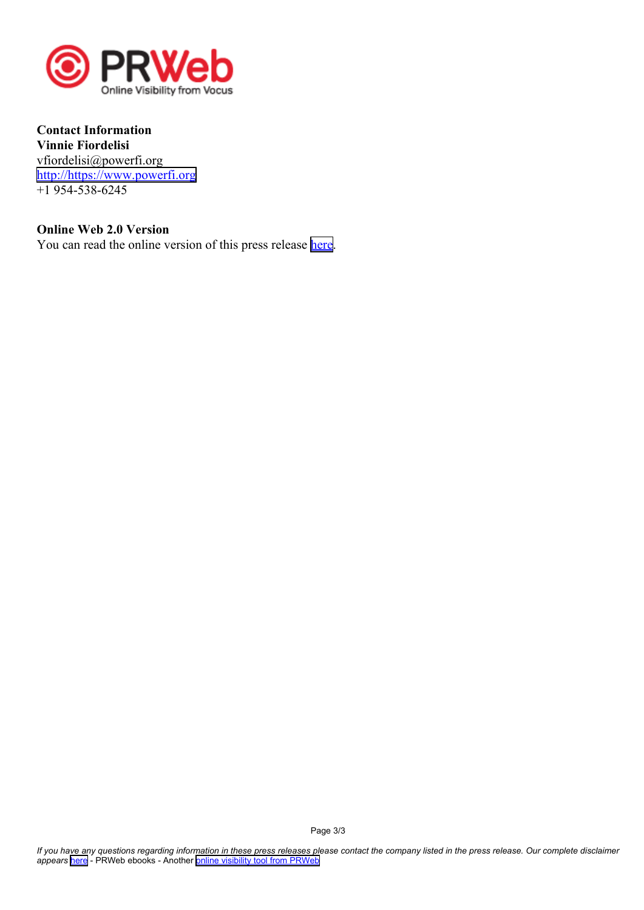**Contact Information**
**Vinnie Fiordelisi**
vfiordelisi@powerfi.org
http://https://www.powerfi.org
+1 954-538-6245

**Online Web 2.0 Version**
You can read the online version of this press release here.

*If you have any questions regarding information in these press releases please contact the company listed in the press release. Our complete disclaimer appears* here - PRWeb ebooks - Another online visibility tool from PRWeb